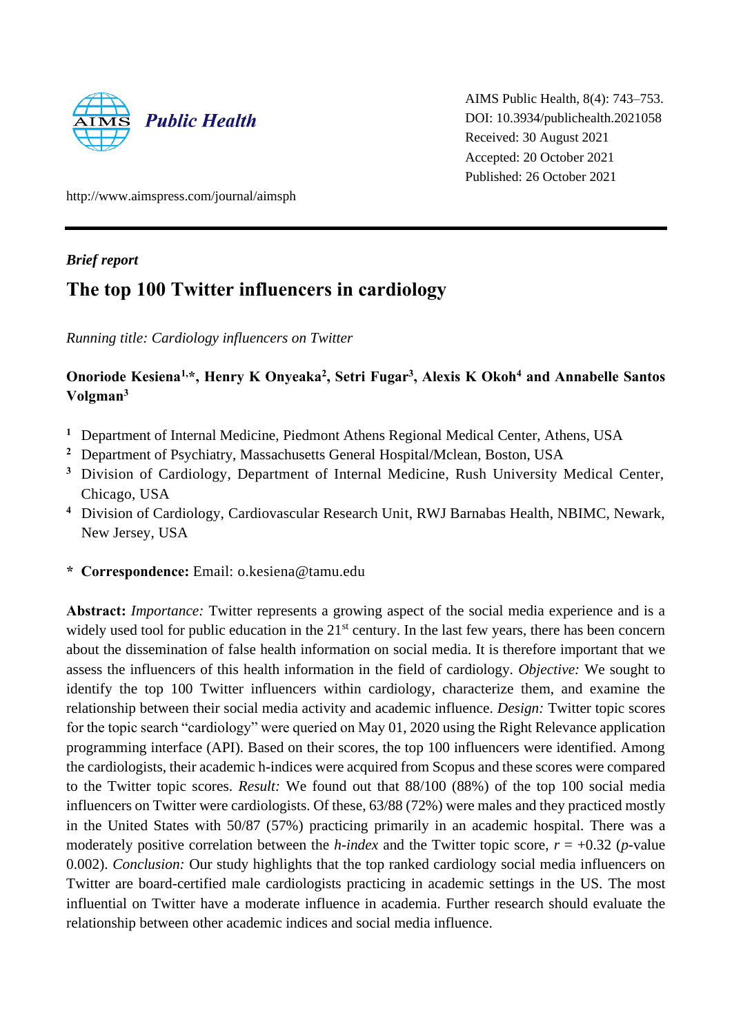AIMS Public Health, 8(4): 743–753.
DOI: 10.3934/publichealth.2021058
Received: 30 August 2021
Accepted: 20 October 2021
Published: 26 October 2021

http://www.aimspress.com/journal/aimsph

***Brief report***

# The top 100 Twitter influencers in cardiology

*Running title: Cardiology influencers on Twitter*

**Onoriode Kesiena[1,*], Henry K Onyeaka[2], Setri Fugar[3], Alexis K Okoh[4] and Annabelle Santos Volgman[3]**

[1] Department of Internal Medicine, Piedmont Athens Regional Medical Center, Athens, USA
[2] Department of Psychiatry, Massachusetts General Hospital/Mclean, Boston, USA
[3] Division of Cardiology, Department of Internal Medicine, Rush University Medical Center, Chicago, USA
[4] Division of Cardiology, Cardiovascular Research Unit, RWJ Barnabas Health, NBIMC, Newark, New Jersey, USA

\* **Correspondence:** Email: o.kesiena@tamu.edu

**Abstract:** *Importance:* Twitter represents a growing aspect of the social media experience and is a widely used tool for public education in the 21st century. In the last few years, there has been concern about the dissemination of false health information on social media. It is therefore important that we assess the influencers of this health information in the field of cardiology. *Objective:* We sought to identify the top 100 Twitter influencers within cardiology, characterize them, and examine the relationship between their social media activity and academic influence. *Design:* Twitter topic scores for the topic search "cardiology" were queried on May 01, 2020 using the Right Relevance application programming interface (API). Based on their scores, the top 100 influencers were identified. Among the cardiologists, their academic h-indices were acquired from Scopus and these scores were compared to the Twitter topic scores. *Result:* We found out that 88/100 (88%) of the top 100 social media influencers on Twitter were cardiologists. Of these, 63/88 (72%) were males and they practiced mostly in the United States with 50/87 (57%) practicing primarily in an academic hospital. There was a moderately positive correlation between the *h-index* and the Twitter topic score, $r = +0.32$ ($p$-value 0.002). *Conclusion:* Our study highlights that the top ranked cardiology social media influencers on Twitter are board-certified male cardiologists practicing in academic settings in the US. The most influential on Twitter have a moderate influence in academia. Further research should evaluate the relationship between other academic indices and social media influence.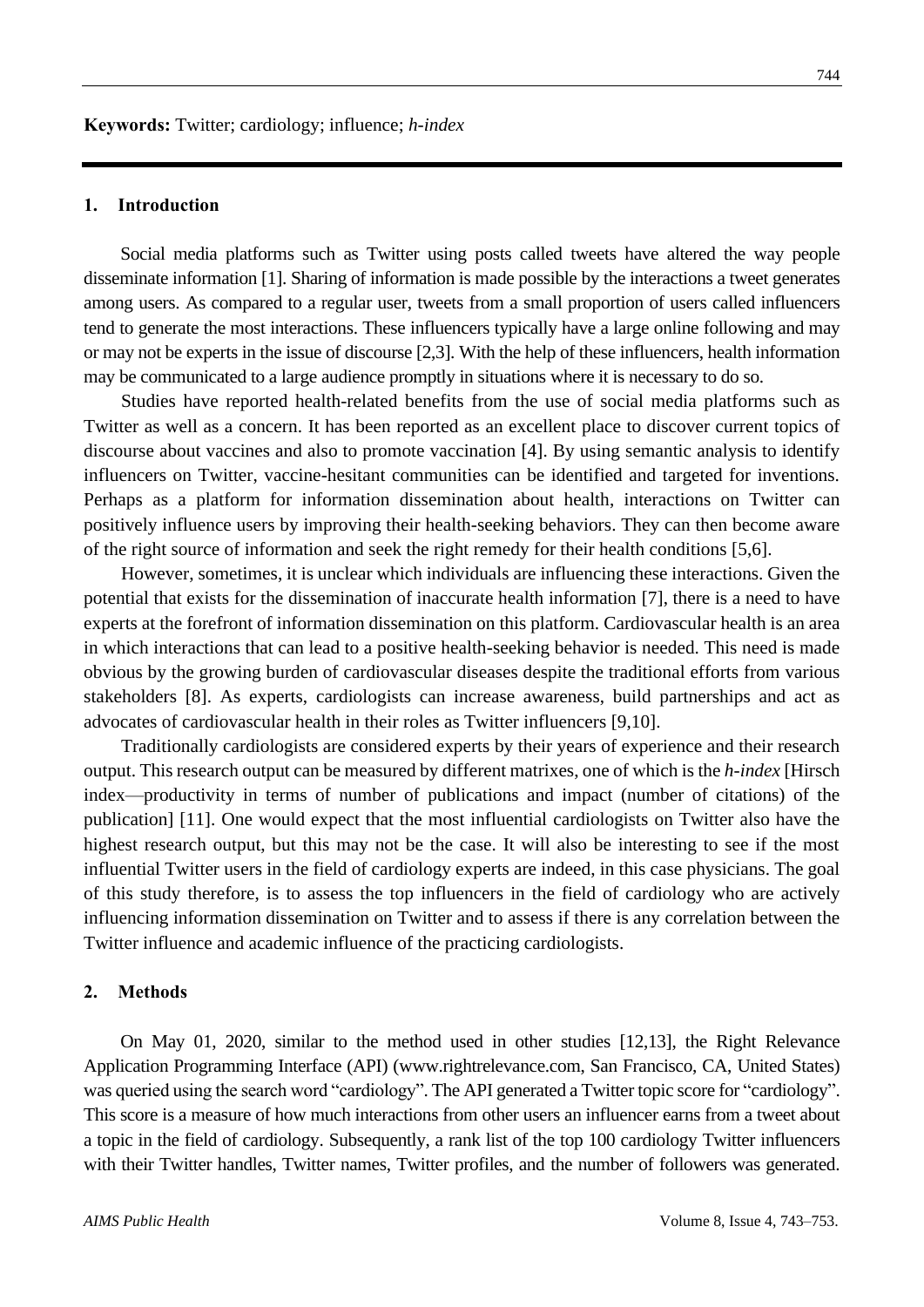**Keywords:** Twitter; cardiology; influence; *h-index*

## 1. Introduction

Social media platforms such as Twitter using posts called tweets have altered the way people disseminate information [1]. Sharing of information is made possible by the interactions a tweet generates among users. As compared to a regular user, tweets from a small proportion of users called influencers tend to generate the most interactions. These influencers typically have a large online following and may or may not be experts in the issue of discourse [2,3]. With the help of these influencers, health information may be communicated to a large audience promptly in situations where it is necessary to do so.

Studies have reported health-related benefits from the use of social media platforms such as Twitter as well as a concern. It has been reported as an excellent place to discover current topics of discourse about vaccines and also to promote vaccination [4]. By using semantic analysis to identify influencers on Twitter, vaccine-hesitant communities can be identified and targeted for inventions. Perhaps as a platform for information dissemination about health, interactions on Twitter can positively influence users by improving their health-seeking behaviors. They can then become aware of the right source of information and seek the right remedy for their health conditions [5,6].

However, sometimes, it is unclear which individuals are influencing these interactions. Given the potential that exists for the dissemination of inaccurate health information [7], there is a need to have experts at the forefront of information dissemination on this platform. Cardiovascular health is an area in which interactions that can lead to a positive health-seeking behavior is needed. This need is made obvious by the growing burden of cardiovascular diseases despite the traditional efforts from various stakeholders [8]. As experts, cardiologists can increase awareness, build partnerships and act as advocates of cardiovascular health in their roles as Twitter influencers [9,10].

Traditionally cardiologists are considered experts by their years of experience and their research output. This research output can be measured by different matrixes, one of which is the *h-index* [Hirsch index—productivity in terms of number of publications and impact (number of citations) of the publication] [11]. One would expect that the most influential cardiologists on Twitter also have the highest research output, but this may not be the case. It will also be interesting to see if the most influential Twitter users in the field of cardiology experts are indeed, in this case physicians. The goal of this study therefore, is to assess the top influencers in the field of cardiology who are actively influencing information dissemination on Twitter and to assess if there is any correlation between the Twitter influence and academic influence of the practicing cardiologists.

## 2. Methods

On May 01, 2020, similar to the method used in other studies [12,13], the Right Relevance Application Programming Interface (API) (www.rightrelevance.com, San Francisco, CA, United States) was queried using the search word "cardiology". The API generated a Twitter topic score for "cardiology". This score is a measure of how much interactions from other users an influencer earns from a tweet about a topic in the field of cardiology. Subsequently, a rank list of the top 100 cardiology Twitter influencers with their Twitter handles, Twitter names, Twitter profiles, and the number of followers was generated.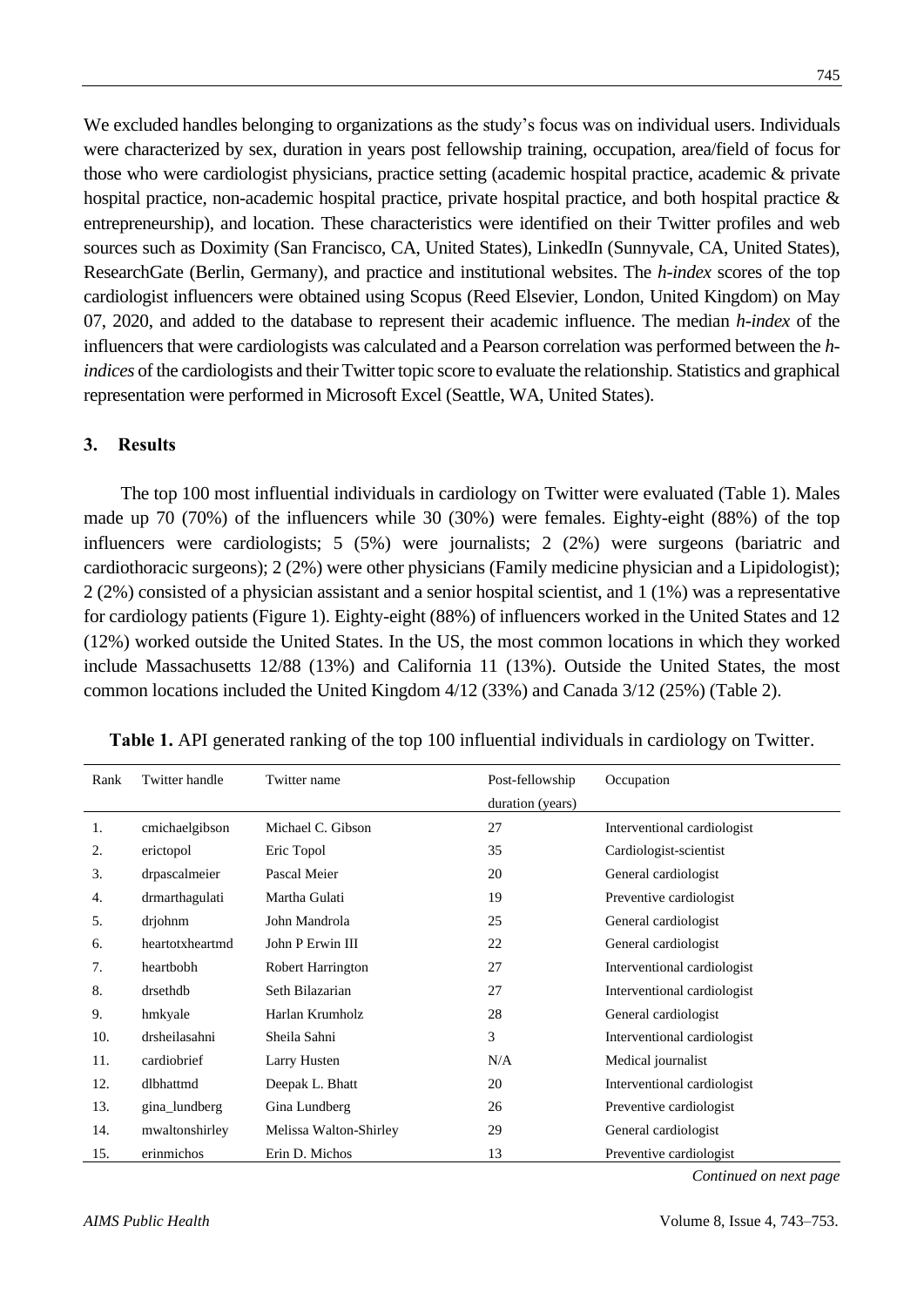We excluded handles belonging to organizations as the study's focus was on individual users. Individuals were characterized by sex, duration in years post fellowship training, occupation, area/field of focus for those who were cardiologist physicians, practice setting (academic hospital practice, academic & private hospital practice, non-academic hospital practice, private hospital practice, and both hospital practice & entrepreneurship), and location. These characteristics were identified on their Twitter profiles and web sources such as Doximity (San Francisco, CA, United States), LinkedIn (Sunnyvale, CA, United States), ResearchGate (Berlin, Germany), and practice and institutional websites. The *h-index* scores of the top cardiologist influencers were obtained using Scopus (Reed Elsevier, London, United Kingdom) on May 07, 2020, and added to the database to represent their academic influence. The median *h-index* of the influencers that were cardiologists was calculated and a Pearson correlation was performed between the *h-indices* of the cardiologists and their Twitter topic score to evaluate the relationship. Statistics and graphical representation were performed in Microsoft Excel (Seattle, WA, United States).

## 3. Results

The top 100 most influential individuals in cardiology on Twitter were evaluated (Table 1). Males made up 70 (70%) of the influencers while 30 (30%) were females. Eighty-eight (88%) of the top influencers were cardiologists; 5 (5%) were journalists; 2 (2%) were surgeons (bariatric and cardiothoracic surgeons); 2 (2%) were other physicians (Family medicine physician and a Lipidologist); 2 (2%) consisted of a physician assistant and a senior hospital scientist, and 1 (1%) was a representative for cardiology patients (Figure 1). Eighty-eight (88%) of influencers worked in the United States and 12 (12%) worked outside the United States. In the US, the most common locations in which they worked include Massachusetts 12/88 (13%) and California 11 (13%). Outside the United States, the most common locations included the United Kingdom 4/12 (33%) and Canada 3/12 (25%) (Table 2).

**Table 1.** API generated ranking of the top 100 influential individuals in cardiology on Twitter.

| Rank | Twitter handle | Twitter name | Post-fellowship duration (years) | Occupation |
|---|---|---|---|---|
| 1. | cmichaelgibson | Michael C. Gibson | 27 | Interventional cardiologist |
| 2. | erictopol | Eric Topol | 35 | Cardiologist-scientist |
| 3. | drpascalmeier | Pascal Meier | 20 | General cardiologist |
| 4. | drmarthagulati | Martha Gulati | 19 | Preventive cardiologist |
| 5. | drjohnm | John Mandrola | 25 | General cardiologist |
| 6. | heartotxheartmd | John P Erwin III | 22 | General cardiologist |
| 7. | heartbobh | Robert Harrington | 27 | Interventional cardiologist |
| 8. | drsethdb | Seth Bilazarian | 27 | Interventional cardiologist |
| 9. | hmkyale | Harlan Krumholz | 28 | General cardiologist |
| 10. | drsheilasahni | Sheila Sahni | 3 | Interventional cardiologist |
| 11. | cardiobrief | Larry Husten | N/A | Medical journalist |
| 12. | dlbhattmd | Deepak L. Bhatt | 20 | Interventional cardiologist |
| 13. | gina_lundberg | Gina Lundberg | 26 | Preventive cardiologist |
| 14. | mwaltonshirley | Melissa Walton-Shirley | 29 | General cardiologist |
| 15. | erinmichos | Erin D. Michos | 13 | Preventive cardiologist |

*Continued on next page*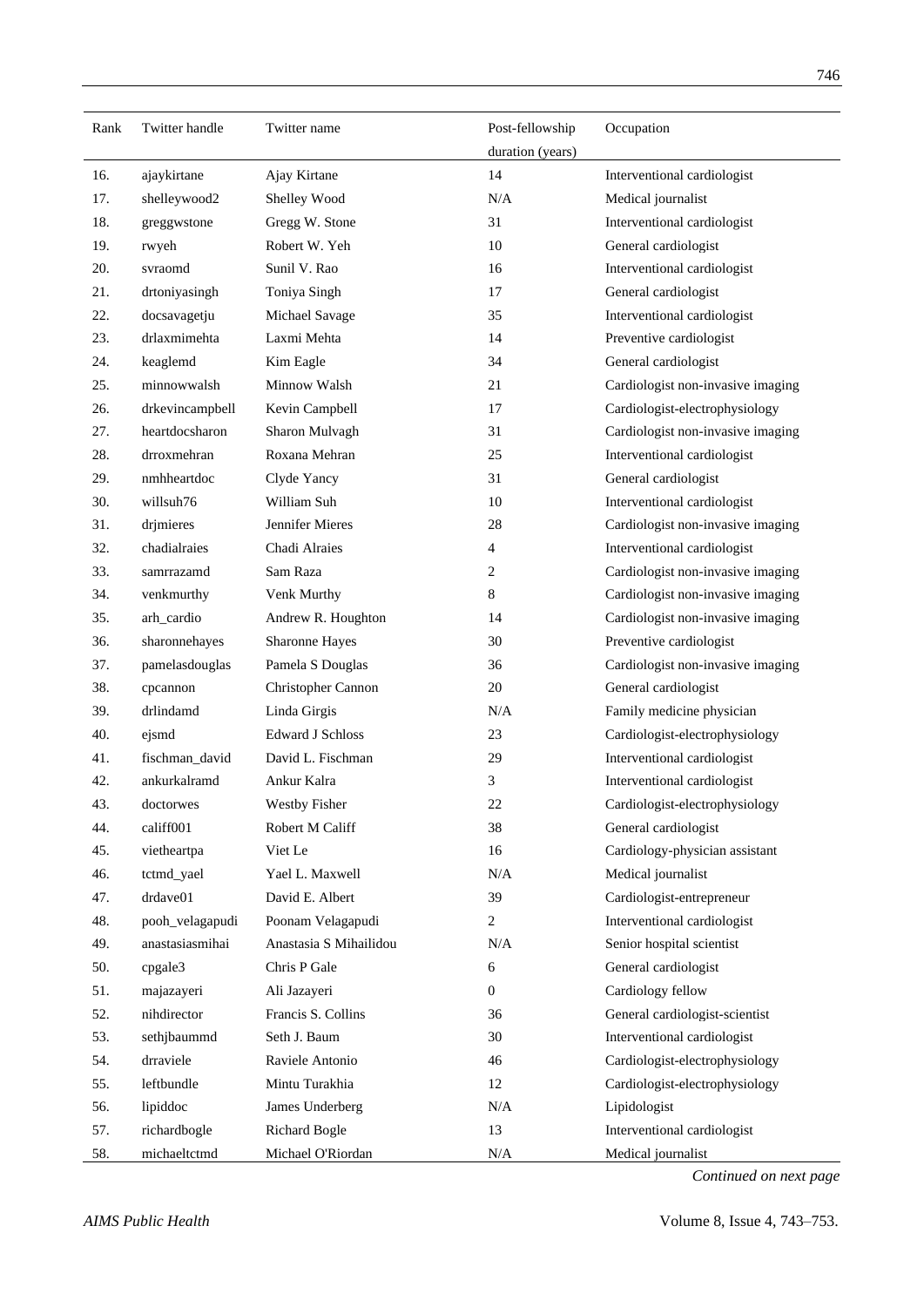| Rank | Twitter handle | Twitter name | Post-fellowship duration (years) | Occupation |
|---|---|---|---|---|
| 16. | ajaykirtane | Ajay Kirtane | 14 | Interventional cardiologist |
| 17. | shelleywood2 | Shelley Wood | N/A | Medical journalist |
| 18. | greggwstone | Gregg W. Stone | 31 | Interventional cardiologist |
| 19. | rwyeh | Robert W. Yeh | 10 | General cardiologist |
| 20. | svraomd | Sunil V. Rao | 16 | Interventional cardiologist |
| 21. | drtoniyasingh | Toniya Singh | 17 | General cardiologist |
| 22. | docsavagetju | Michael Savage | 35 | Interventional cardiologist |
| 23. | drlaxmimehta | Laxmi Mehta | 14 | Preventive cardiologist |
| 24. | keaglemd | Kim Eagle | 34 | General cardiologist |
| 25. | minnowwalsh | Minnow Walsh | 21 | Cardiologist non-invasive imaging |
| 26. | drkevincampbell | Kevin Campbell | 17 | Cardiologist-electrophysiology |
| 27. | heartdocsharon | Sharon Mulvagh | 31 | Cardiologist non-invasive imaging |
| 28. | drroxmehran | Roxana Mehran | 25 | Interventional cardiologist |
| 29. | nmhheartdoc | Clyde Yancy | 31 | General cardiologist |
| 30. | willsuh76 | William Suh | 10 | Interventional cardiologist |
| 31. | drjmieres | Jennifer Mieres | 28 | Cardiologist non-invasive imaging |
| 32. | chadialraies | Chadi Alraies | 4 | Interventional cardiologist |
| 33. | samrrazamd | Sam Raza | 2 | Cardiologist non-invasive imaging |
| 34. | venkmurthy | Venk Murthy | 8 | Cardiologist non-invasive imaging |
| 35. | arh_cardio | Andrew R. Houghton | 14 | Cardiologist non-invasive imaging |
| 36. | sharonnehayes | Sharonne Hayes | 30 | Preventive cardiologist |
| 37. | pamelasdouglas | Pamela S Douglas | 36 | Cardiologist non-invasive imaging |
| 38. | cpcannon | Christopher Cannon | 20 | General cardiologist |
| 39. | drlindamd | Linda Girgis | N/A | Family medicine physician |
| 40. | ejsmd | Edward J Schloss | 23 | Cardiologist-electrophysiology |
| 41. | fischman_david | David L. Fischman | 29 | Interventional cardiologist |
| 42. | ankurkalramd | Ankur Kalra | 3 | Interventional cardiologist |
| 43. | doctorwes | Westby Fisher | 22 | Cardiologist-electrophysiology |
| 44. | califf001 | Robert M Califf | 38 | General cardiologist |
| 45. | vietheartpa | Viet Le | 16 | Cardiology-physician assistant |
| 46. | tctmd_yael | Yael L. Maxwell | N/A | Medical journalist |
| 47. | drdave01 | David E. Albert | 39 | Cardiologist-entrepreneur |
| 48. | pooh_velagapudi | Poonam Velagapudi | 2 | Interventional cardiologist |
| 49. | anastasiasmihai | Anastasia S Mihailidou | N/A | Senior hospital scientist |
| 50. | cpgale3 | Chris P Gale | 6 | General cardiologist |
| 51. | majazayeri | Ali Jazayeri | 0 | Cardiology fellow |
| 52. | nihdirector | Francis S. Collins | 36 | General cardiologist-scientist |
| 53. | sethjbaummd | Seth J. Baum | 30 | Interventional cardiologist |
| 54. | drraviele | Raviele Antonio | 46 | Cardiologist-electrophysiology |
| 55. | leftbundle | Mintu Turakhia | 12 | Cardiologist-electrophysiology |
| 56. | lipiddoc | James Underberg | N/A | Lipidologist |
| 57. | richardbogle | Richard Bogle | 13 | Interventional cardiologist |
| 58. | michaeltctmd | Michael O'Riordan | N/A | Medical journalist |

*Continued on next page*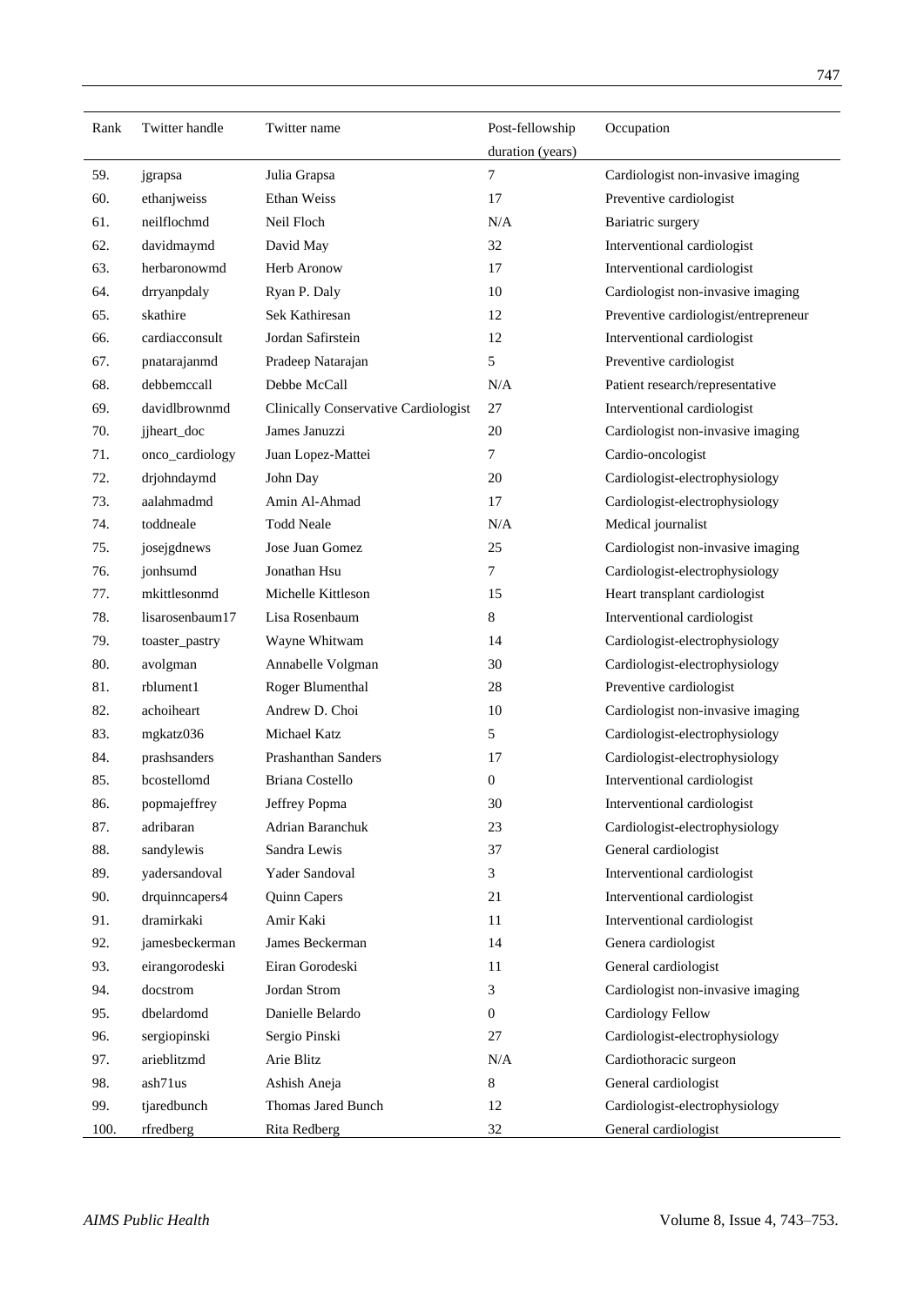| Rank | Twitter handle | Twitter name | Post-fellowship duration (years) | Occupation |
|---|---|---|---|---|
| 59. | jgrapsa | Julia Grapsa | 7 | Cardiologist non-invasive imaging |
| 60. | ethanjweiss | Ethan Weiss | 17 | Preventive cardiologist |
| 61. | neilflochmd | Neil Floch | N/A | Bariatric surgery |
| 62. | davidmaymd | David May | 32 | Interventional cardiologist |
| 63. | herbaronowmd | Herb Aronow | 17 | Interventional cardiologist |
| 64. | drryanpdaly | Ryan P. Daly | 10 | Cardiologist non-invasive imaging |
| 65. | skathire | Sek Kathiresan | 12 | Preventive cardiologist/entrepreneur |
| 66. | cardiacconsult | Jordan Safirstein | 12 | Interventional cardiologist |
| 67. | pnatarajanmd | Pradeep Natarajan | 5 | Preventive cardiologist |
| 68. | debbemccall | Debbe McCall | N/A | Patient research/representative |
| 69. | davidlbrownmd | Clinically Conservative Cardiologist | 27 | Interventional cardiologist |
| 70. | jjheart_doc | James Januzzi | 20 | Cardiologist non-invasive imaging |
| 71. | onco_cardiology | Juan Lopez-Mattei | 7 | Cardio-oncologist |
| 72. | drjohndaymd | John Day | 20 | Cardiologist-electrophysiology |
| 73. | aalahmadmd | Amin Al-Ahmad | 17 | Cardiologist-electrophysiology |
| 74. | toddneale | Todd Neale | N/A | Medical journalist |
| 75. | josejgdnews | Jose Juan Gomez | 25 | Cardiologist non-invasive imaging |
| 76. | jonhsumd | Jonathan Hsu | 7 | Cardiologist-electrophysiology |
| 77. | mkittlesonmd | Michelle Kittleson | 15 | Heart transplant cardiologist |
| 78. | lisarosenbaum17 | Lisa Rosenbaum | 8 | Interventional cardiologist |
| 79. | toaster_pastry | Wayne Whitwam | 14 | Cardiologist-electrophysiology |
| 80. | avolgman | Annabelle Volgman | 30 | Cardiologist-electrophysiology |
| 81. | rblument1 | Roger Blumenthal | 28 | Preventive cardiologist |
| 82. | achoiheart | Andrew D. Choi | 10 | Cardiologist non-invasive imaging |
| 83. | mgkatz036 | Michael Katz | 5 | Cardiologist-electrophysiology |
| 84. | prashsanders | Prashanthan Sanders | 17 | Cardiologist-electrophysiology |
| 85. | bcostellomd | Briana Costello | 0 | Interventional cardiologist |
| 86. | popmajeffrey | Jeffrey Popma | 30 | Interventional cardiologist |
| 87. | adribaran | Adrian Baranchuk | 23 | Cardiologist-electrophysiology |
| 88. | sandylewis | Sandra Lewis | 37 | General cardiologist |
| 89. | yadersandoval | Yader Sandoval | 3 | Interventional cardiologist |
| 90. | drquinncapers4 | Quinn Capers | 21 | Interventional cardiologist |
| 91. | dramirkaki | Amir Kaki | 11 | Interventional cardiologist |
| 92. | jamesbeckerman | James Beckerman | 14 | Genera cardiologist |
| 93. | eirangorodeski | Eiran Gorodeski | 11 | General cardiologist |
| 94. | docstrom | Jordan Strom | 3 | Cardiologist non-invasive imaging |
| 95. | dbelardomd | Danielle Belardo | 0 | Cardiology Fellow |
| 96. | sergiopinski | Sergio Pinski | 27 | Cardiologist-electrophysiology |
| 97. | arieblitzmd | Arie Blitz | N/A | Cardiothoracic surgeon |
| 98. | ash71us | Ashish Aneja | 8 | General cardiologist |
| 99. | tjaredbunch | Thomas Jared Bunch | 12 | Cardiologist-electrophysiology |
| 100. | rfredberg | Rita Redberg | 32 | General cardiologist |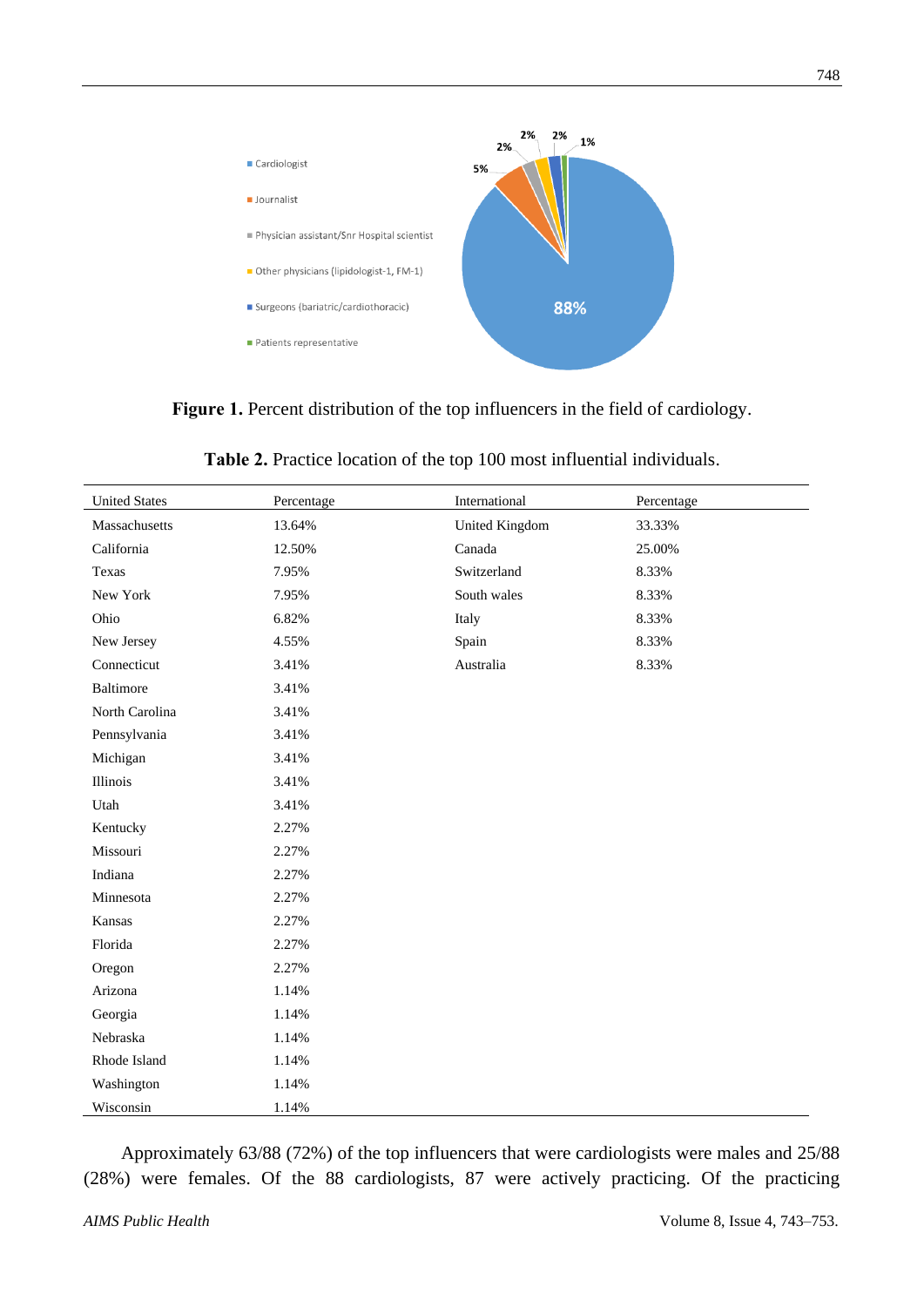**Figure 1.** Percent distribution of the top influencers in the field of cardiology.

**Table 2.** Practice location of the top 100 most influential individuals.

| United States | Percentage | International | Percentage |
|---|---|---|---|
| Massachusetts | 13.64% | United Kingdom | 33.33% |
| California | 12.50% | Canada | 25.00% |
| Texas | 7.95% | Switzerland | 8.33% |
| New York | 7.95% | South wales | 8.33% |
| Ohio | 6.82% | Italy | 8.33% |
| New Jersey | 4.55% | Spain | 8.33% |
| Connecticut | 3.41% | Australia | 8.33% |
| Baltimore | 3.41% | | |
| North Carolina | 3.41% | | |
| Pennsylvania | 3.41% | | |
| Michigan | 3.41% | | |
| Illinois | 3.41% | | |
| Utah | 3.41% | | |
| Kentucky | 2.27% | | |
| Missouri | 2.27% | | |
| Indiana | 2.27% | | |
| Minnesota | 2.27% | | |
| Kansas | 2.27% | | |
| Florida | 2.27% | | |
| Oregon | 2.27% | | |
| Arizona | 1.14% | | |
| Georgia | 1.14% | | |
| Nebraska | 1.14% | | |
| Rhode Island | 1.14% | | |
| Washington | 1.14% | | |
| Wisconsin | 1.14% | | |

Approximately 63/88 (72%) of the top influencers that were cardiologists were males and 25/88 (28%) were females. Of the 88 cardiologists, 87 were actively practicing. Of the practicing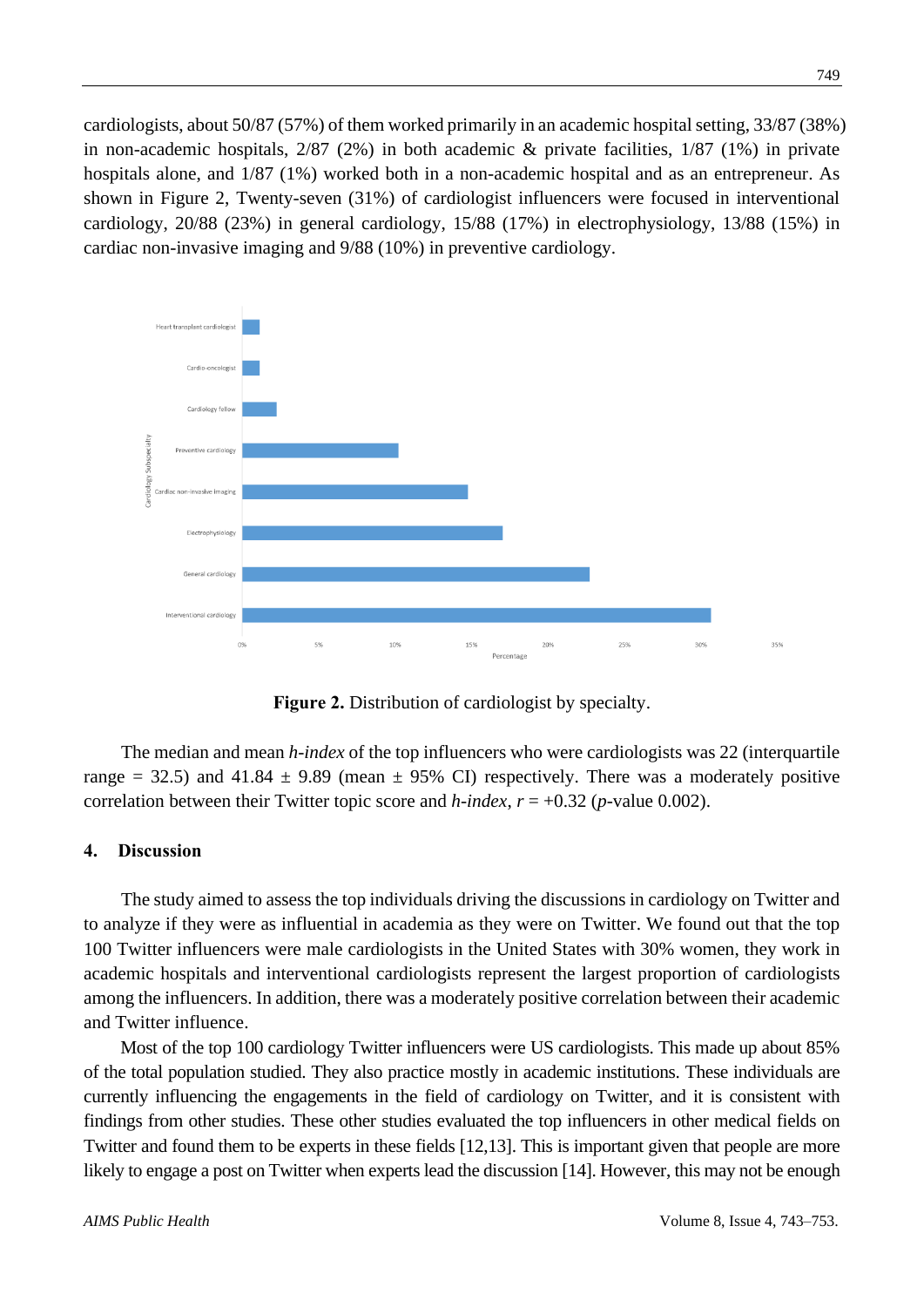cardiologists, about 50/87 (57%) of them worked primarily in an academic hospital setting, 33/87 (38%) in non-academic hospitals, 2/87 (2%) in both academic & private facilities, 1/87 (1%) in private hospitals alone, and 1/87 (1%) worked both in a non-academic hospital and as an entrepreneur. As shown in Figure 2, Twenty-seven (31%) of cardiologist influencers were focused in interventional cardiology, 20/88 (23%) in general cardiology, 15/88 (17%) in electrophysiology, 13/88 (15%) in cardiac non-invasive imaging and 9/88 (10%) in preventive cardiology.

**Figure 2.** Distribution of cardiologist by specialty.

The median and mean *h-index* of the top influencers who were cardiologists was 22 (interquartile range = 32.5) and 41.84 ± 9.89 (mean ± 95% CI) respectively. There was a moderately positive correlation between their Twitter topic score and *h-index*, $r = +0.32$ (*p*-value 0.002).

## 4. Discussion

The study aimed to assess the top individuals driving the discussions in cardiology on Twitter and to analyze if they were as influential in academia as they were on Twitter. We found out that the top 100 Twitter influencers were male cardiologists in the United States with 30% women, they work in academic hospitals and interventional cardiologists represent the largest proportion of cardiologists among the influencers. In addition, there was a moderately positive correlation between their academic and Twitter influence.

Most of the top 100 cardiology Twitter influencers were US cardiologists. This made up about 85% of the total population studied. They also practice mostly in academic institutions. These individuals are currently influencing the engagements in the field of cardiology on Twitter, and it is consistent with findings from other studies. These other studies evaluated the top influencers in other medical fields on Twitter and found them to be experts in these fields [12,13]. This is important given that people are more likely to engage a post on Twitter when experts lead the discussion [14]. However, this may not be enough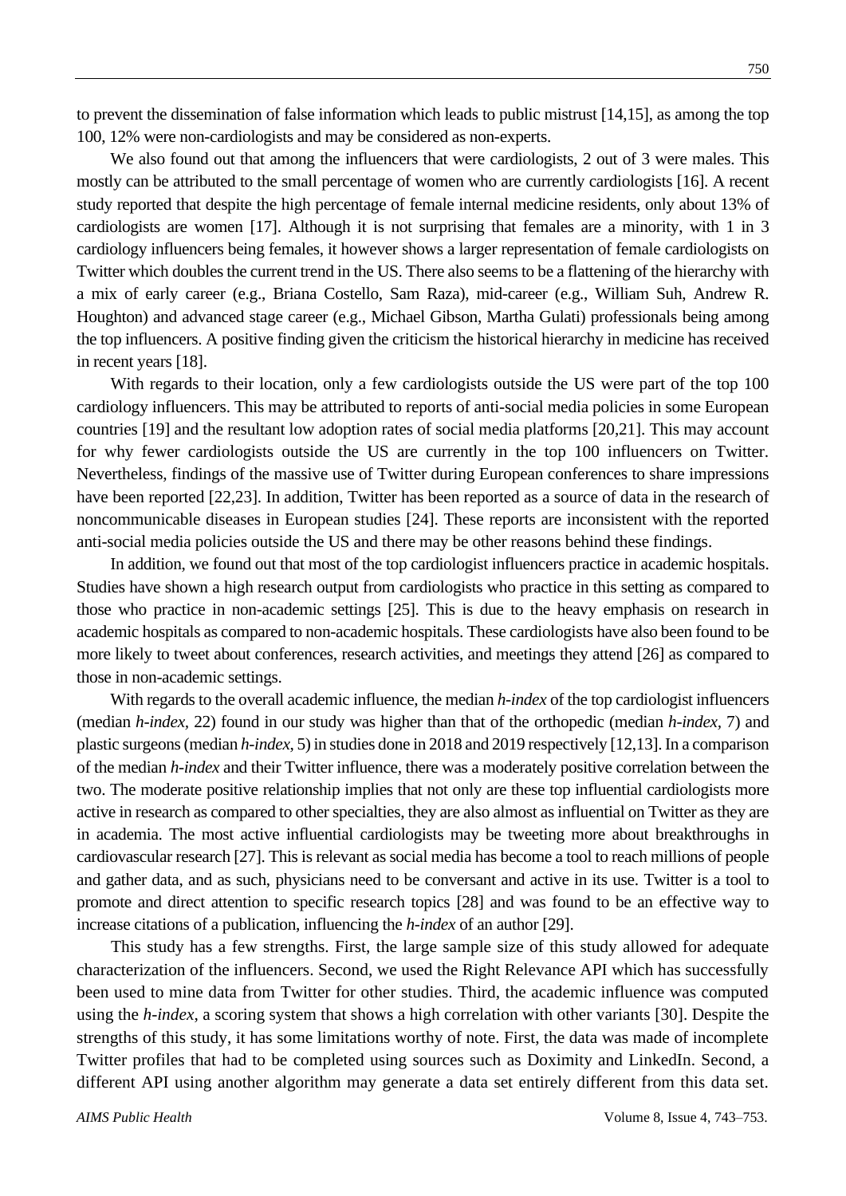to prevent the dissemination of false information which leads to public mistrust [14,15], as among the top 100, 12% were non-cardiologists and may be considered as non-experts.

We also found out that among the influencers that were cardiologists, 2 out of 3 were males. This mostly can be attributed to the small percentage of women who are currently cardiologists [16]. A recent study reported that despite the high percentage of female internal medicine residents, only about 13% of cardiologists are women [17]. Although it is not surprising that females are a minority, with 1 in 3 cardiology influencers being females, it however shows a larger representation of female cardiologists on Twitter which doubles the current trend in the US. There also seems to be a flattening of the hierarchy with a mix of early career (e.g., Briana Costello, Sam Raza), mid-career (e.g., William Suh, Andrew R. Houghton) and advanced stage career (e.g., Michael Gibson, Martha Gulati) professionals being among the top influencers. A positive finding given the criticism the historical hierarchy in medicine has received in recent years [18].

With regards to their location, only a few cardiologists outside the US were part of the top 100 cardiology influencers. This may be attributed to reports of anti-social media policies in some European countries [19] and the resultant low adoption rates of social media platforms [20,21]. This may account for why fewer cardiologists outside the US are currently in the top 100 influencers on Twitter. Nevertheless, findings of the massive use of Twitter during European conferences to share impressions have been reported [22,23]. In addition, Twitter has been reported as a source of data in the research of noncommunicable diseases in European studies [24]. These reports are inconsistent with the reported anti-social media policies outside the US and there may be other reasons behind these findings.

In addition, we found out that most of the top cardiologist influencers practice in academic hospitals. Studies have shown a high research output from cardiologists who practice in this setting as compared to those who practice in non-academic settings [25]. This is due to the heavy emphasis on research in academic hospitals as compared to non-academic hospitals. These cardiologists have also been found to be more likely to tweet about conferences, research activities, and meetings they attend [26] as compared to those in non-academic settings.

With regards to the overall academic influence, the median *h-index* of the top cardiologist influencers (median *h-index,* 22) found in our study was higher than that of the orthopedic (median *h-index,* 7) and plastic surgeons (median *h-index,* 5) in studies done in 2018 and 2019 respectively [12,13]. In a comparison of the median *h-index* and their Twitter influence, there was a moderately positive correlation between the two. The moderate positive relationship implies that not only are these top influential cardiologists more active in research as compared to other specialties, they are also almost as influential on Twitter as they are in academia. The most active influential cardiologists may be tweeting more about breakthroughs in cardiovascular research [27]. This is relevant as social media has become a tool to reach millions of people and gather data, and as such, physicians need to be conversant and active in its use. Twitter is a tool to promote and direct attention to specific research topics [28] and was found to be an effective way to increase citations of a publication, influencing the *h-index* of an author [29].

This study has a few strengths. First, the large sample size of this study allowed for adequate characterization of the influencers. Second, we used the Right Relevance API which has successfully been used to mine data from Twitter for other studies. Third, the academic influence was computed using the *h-index*, a scoring system that shows a high correlation with other variants [30]. Despite the strengths of this study, it has some limitations worthy of note. First, the data was made of incomplete Twitter profiles that had to be completed using sources such as Doximity and LinkedIn. Second, a different API using another algorithm may generate a data set entirely different from this data set.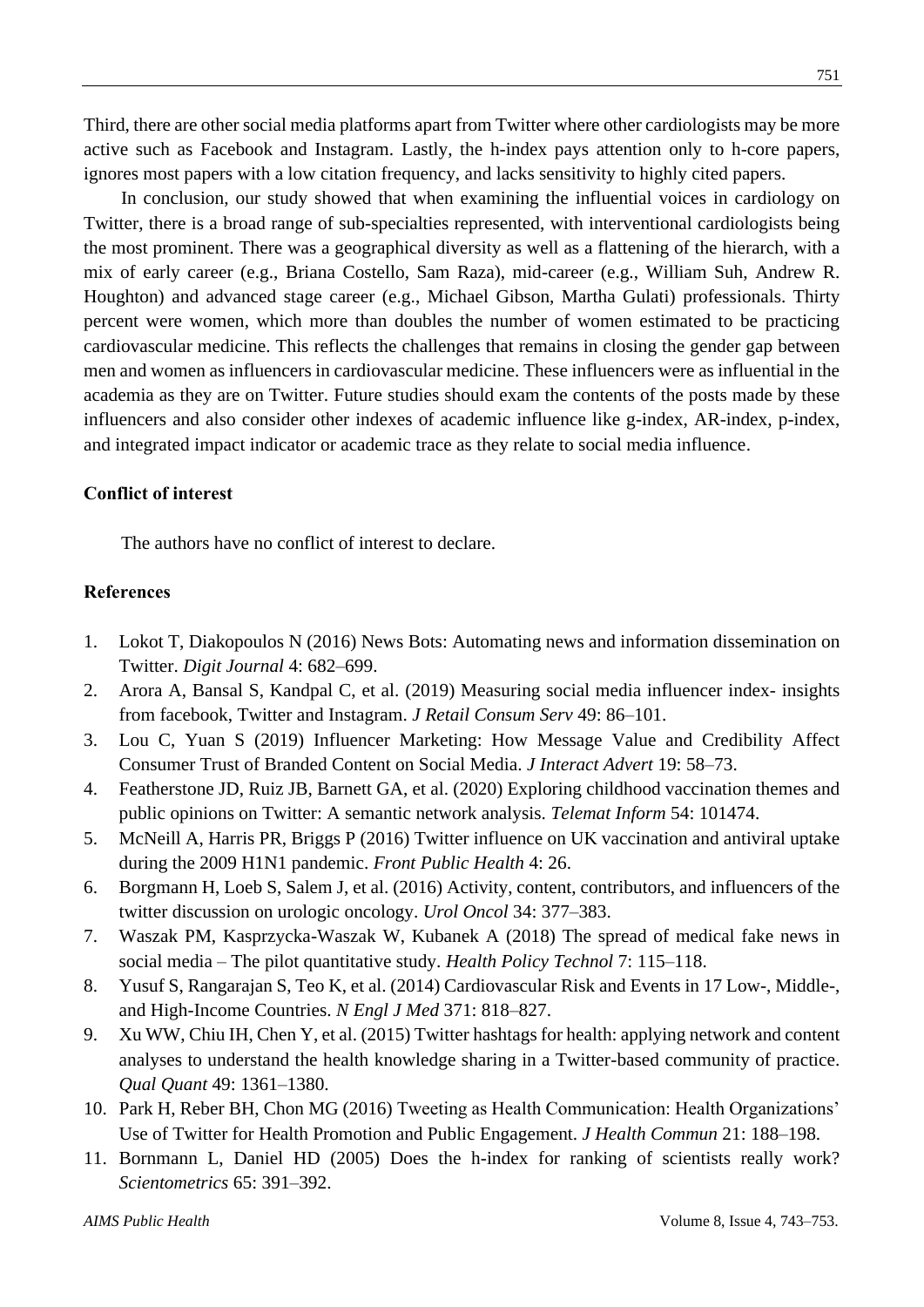Third, there are other social media platforms apart from Twitter where other cardiologists may be more active such as Facebook and Instagram. Lastly, the h-index pays attention only to h-core papers, ignores most papers with a low citation frequency, and lacks sensitivity to highly cited papers.

In conclusion, our study showed that when examining the influential voices in cardiology on Twitter, there is a broad range of sub-specialties represented, with interventional cardiologists being the most prominent. There was a geographical diversity as well as a flattening of the hierarch, with a mix of early career (e.g., Briana Costello, Sam Raza), mid-career (e.g., William Suh, Andrew R. Houghton) and advanced stage career (e.g., Michael Gibson, Martha Gulati) professionals. Thirty percent were women, which more than doubles the number of women estimated to be practicing cardiovascular medicine. This reflects the challenges that remains in closing the gender gap between men and women as influencers in cardiovascular medicine. These influencers were as influential in the academia as they are on Twitter. Future studies should exam the contents of the posts made by these influencers and also consider other indexes of academic influence like g-index, AR-index, p-index, and integrated impact indicator or academic trace as they relate to social media influence.

## Conflict of interest

The authors have no conflict of interest to declare.

## References

1. Lokot T, Diakopoulos N (2016) News Bots: Automating news and information dissemination on Twitter. *Digit Journal* 4: 682–699.
2. Arora A, Bansal S, Kandpal C, et al. (2019) Measuring social media influencer index- insights from facebook, Twitter and Instagram. *J Retail Consum Serv* 49: 86–101.
3. Lou C, Yuan S (2019) Influencer Marketing: How Message Value and Credibility Affect Consumer Trust of Branded Content on Social Media. *J Interact Advert* 19: 58–73.
4. Featherstone JD, Ruiz JB, Barnett GA, et al. (2020) Exploring childhood vaccination themes and public opinions on Twitter: A semantic network analysis. *Telemat Inform* 54: 101474.
5. McNeill A, Harris PR, Briggs P (2016) Twitter influence on UK vaccination and antiviral uptake during the 2009 H1N1 pandemic. *Front Public Health* 4: 26.
6. Borgmann H, Loeb S, Salem J, et al. (2016) Activity, content, contributors, and influencers of the twitter discussion on urologic oncology. *Urol Oncol* 34: 377–383.
7. Waszak PM, Kasprzycka-Waszak W, Kubanek A (2018) The spread of medical fake news in social media – The pilot quantitative study. *Health Policy Technol* 7: 115–118.
8. Yusuf S, Rangarajan S, Teo K, et al. (2014) Cardiovascular Risk and Events in 17 Low-, Middle-, and High-Income Countries. *N Engl J Med* 371: 818–827.
9. Xu WW, Chiu IH, Chen Y, et al. (2015) Twitter hashtags for health: applying network and content analyses to understand the health knowledge sharing in a Twitter-based community of practice. *Qual Quant* 49: 1361–1380.
10. Park H, Reber BH, Chon MG (2016) Tweeting as Health Communication: Health Organizations' Use of Twitter for Health Promotion and Public Engagement. *J Health Commun* 21: 188–198.
11. Bornmann L, Daniel HD (2005) Does the h-index for ranking of scientists really work? *Scientometrics* 65: 391–392.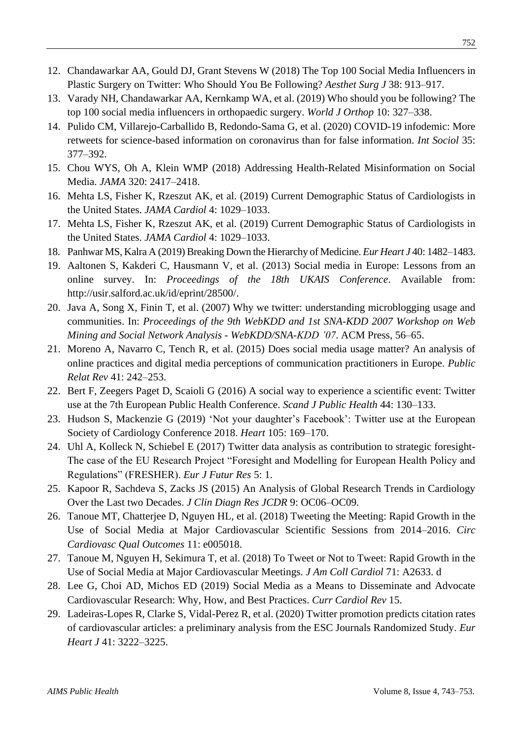12. Chandawarkar AA, Gould DJ, Grant Stevens W (2018) The Top 100 Social Media Influencers in Plastic Surgery on Twitter: Who Should You Be Following? *Aesthet Surg J* 38: 913–917.
13. Varady NH, Chandawarkar AA, Kernkamp WA, et al. (2019) Who should you be following? The top 100 social media influencers in orthopaedic surgery. *World J Orthop* 10: 327–338.
14. Pulido CM, Villarejo-Carballido B, Redondo-Sama G, et al. (2020) COVID-19 infodemic: More retweets for science-based information on coronavirus than for false information. *Int Sociol* 35: 377–392.
15. Chou WYS, Oh A, Klein WMP (2018) Addressing Health-Related Misinformation on Social Media. *JAMA* 320: 2417–2418.
16. Mehta LS, Fisher K, Rzeszut AK, et al. (2019) Current Demographic Status of Cardiologists in the United States. *JAMA Cardiol* 4: 1029–1033.
17. Mehta LS, Fisher K, Rzeszut AK, et al. (2019) Current Demographic Status of Cardiologists in the United States. *JAMA Cardiol* 4: 1029–1033.
18. Panhwar MS, Kalra A (2019) Breaking Down the Hierarchy of Medicine. *Eur Heart J* 40: 1482–1483.
19. Aaltonen S, Kakderi C, Hausmann V, et al. (2013) Social media in Europe: Lessons from an online survey. In: *Proceedings of the 18th UKAIS Conference*. Available from: http://usir.salford.ac.uk/id/eprint/28500/.
20. Java A, Song X, Finin T, et al. (2007) Why we twitter: understanding microblogging usage and communities. In: *Proceedings of the 9th WebKDD and 1st SNA-KDD 2007 Workshop on Web Mining and Social Network Analysis - WebKDD/SNA-KDD '07*. ACM Press, 56–65.
21. Moreno A, Navarro C, Tench R, et al. (2015) Does social media usage matter? An analysis of online practices and digital media perceptions of communication practitioners in Europe. *Public Relat Rev* 41: 242–253.
22. Bert F, Zeegers Paget D, Scaioli G (2016) A social way to experience a scientific event: Twitter use at the 7th European Public Health Conference. *Scand J Public Health* 44: 130–133.
23. Hudson S, Mackenzie G (2019) 'Not your daughter's Facebook': Twitter use at the European Society of Cardiology Conference 2018. *Heart* 105: 169–170.
24. Uhl A, Kolleck N, Schiebel E (2017) Twitter data analysis as contribution to strategic foresight-The case of the EU Research Project "Foresight and Modelling for European Health Policy and Regulations" (FRESHER). *Eur J Futur Res* 5: 1.
25. Kapoor R, Sachdeva S, Zacks JS (2015) An Analysis of Global Research Trends in Cardiology Over the Last two Decades. *J Clin Diagn Res JCDR* 9: OC06–OC09.
26. Tanoue MT, Chatterjee D, Nguyen HL, et al. (2018) Tweeting the Meeting: Rapid Growth in the Use of Social Media at Major Cardiovascular Scientific Sessions from 2014–2016. *Circ Cardiovasc Qual Outcomes* 11: e005018.
27. Tanoue M, Nguyen H, Sekimura T, et al. (2018) To Tweet or Not to Tweet: Rapid Growth in the Use of Social Media at Major Cardiovascular Meetings. *J Am Coll Cardiol* 71: A2633. d
28. Lee G, Choi AD, Michos ED (2019) Social Media as a Means to Disseminate and Advocate Cardiovascular Research: Why, How, and Best Practices. *Curr Cardiol Rev* 15.
29. Ladeiras-Lopes R, Clarke S, Vidal-Perez R, et al. (2020) Twitter promotion predicts citation rates of cardiovascular articles: a preliminary analysis from the ESC Journals Randomized Study. *Eur Heart J* 41: 3222–3225.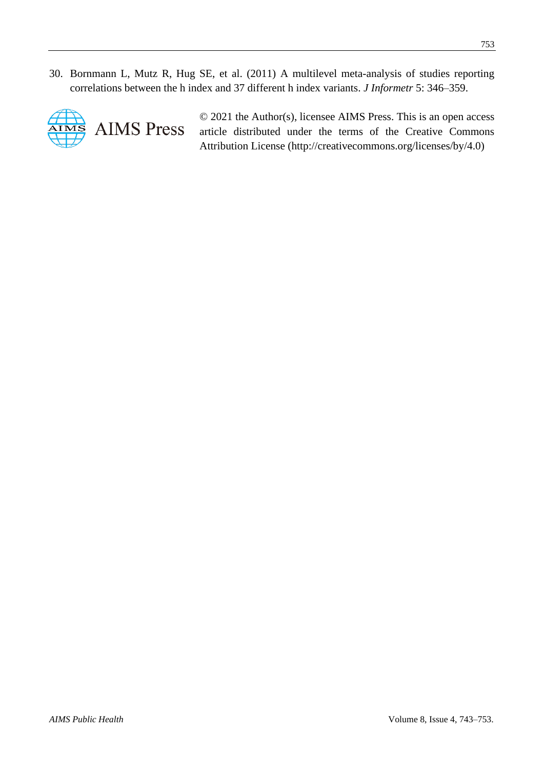30. Bornmann L, Mutz R, Hug SE, et al. (2011) A multilevel meta-analysis of studies reporting correlations between the h index and 37 different h index variants. *J Informetr* 5: 346–359.

AIMS Press

© 2021 the Author(s), licensee AIMS Press. This is an open access article distributed under the terms of the Creative Commons Attribution License (http://creativecommons.org/licenses/by/4.0)